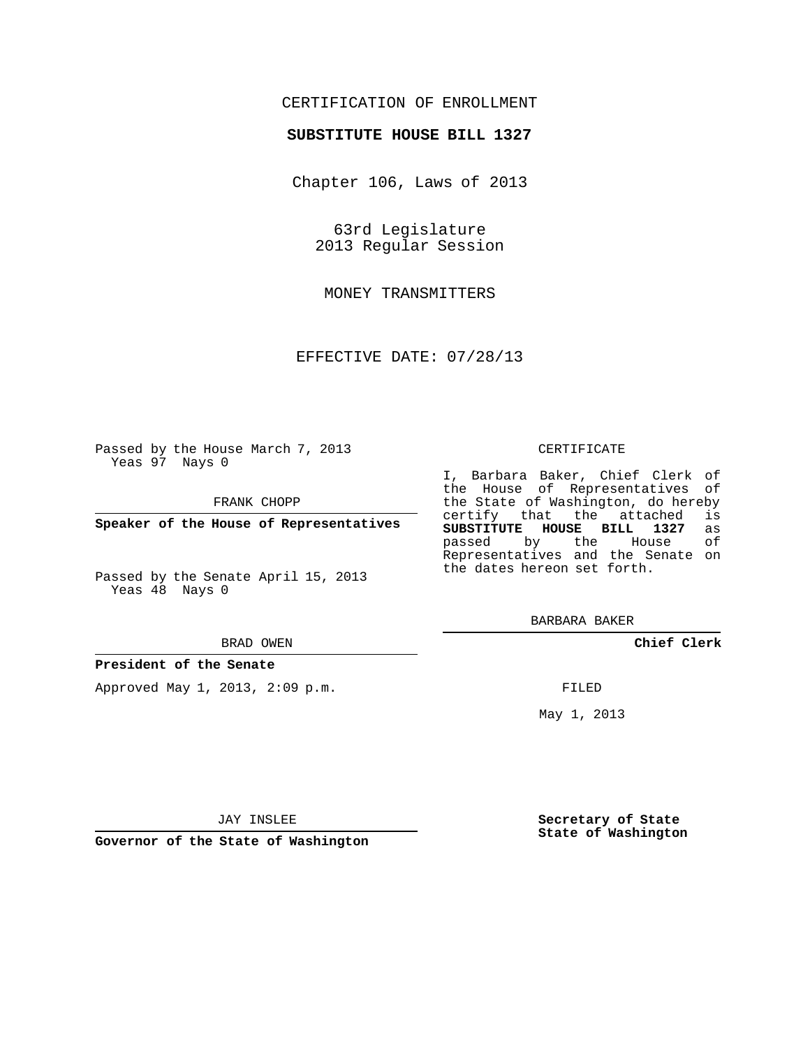CERTIFICATION OF ENROLLMENT

**SUBSTITUTE HOUSE BILL 1327**

Chapter 106, Laws of 2013

63rd Legislature
2013 Regular Session

MONEY TRANSMITTERS

EFFECTIVE DATE: 07/28/13

Passed by the House March 7, 2013
Yeas 97 Nays 0

FRANK CHOPP

**Speaker of the House of Representatives**

Passed by the Senate April 15, 2013
Yeas 48 Nays 0

BRAD OWEN

**President of the Senate**

Approved May 1, 2013, 2:09 p.m.

JAY INSLEE

**Governor of the State of Washington**

CERTIFICATE

I, Barbara Baker, Chief Clerk of the House of Representatives of the State of Washington, do hereby certify that the attached is **SUBSTITUTE HOUSE BILL 1327** as passed by the House of Representatives and the Senate on the dates hereon set forth.

BARBARA BAKER

**Chief Clerk**

FILED

May 1, 2013

**Secretary of State**
**State of Washington**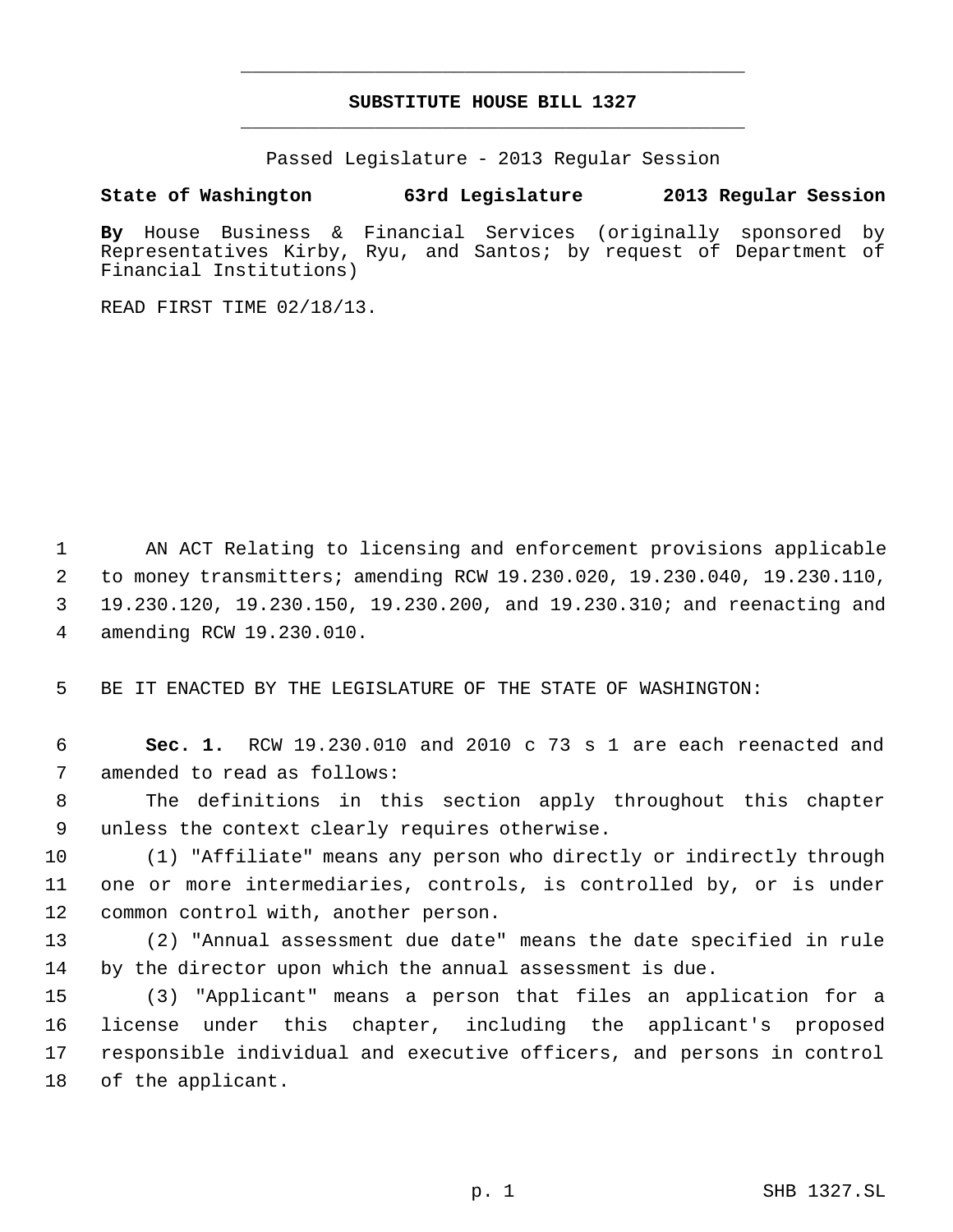# SUBSTITUTE HOUSE BILL 1327

Passed Legislature - 2013 Regular Session

**State of Washington 63rd Legislature 2013 Regular Session**

**By** House Business & Financial Services (originally sponsored by Representatives Kirby, Ryu, and Santos; by request of Department of Financial Institutions)

READ FIRST TIME 02/18/13.

AN ACT Relating to licensing and enforcement provisions applicable to money transmitters; amending RCW 19.230.020, 19.230.040, 19.230.110, 19.230.120, 19.230.150, 19.230.200, and 19.230.310; and reenacting and amending RCW 19.230.010.

BE IT ENACTED BY THE LEGISLATURE OF THE STATE OF WASHINGTON:

**Sec. 1.** RCW 19.230.010 and 2010 c 73 s 1 are each reenacted and amended to read as follows:

The definitions in this section apply throughout this chapter unless the context clearly requires otherwise.

(1) "Affiliate" means any person who directly or indirectly through one or more intermediaries, controls, is controlled by, or is under common control with, another person.

(2) "Annual assessment due date" means the date specified in rule by the director upon which the annual assessment is due.

(3) "Applicant" means a person that files an application for a license under this chapter, including the applicant's proposed responsible individual and executive officers, and persons in control of the applicant.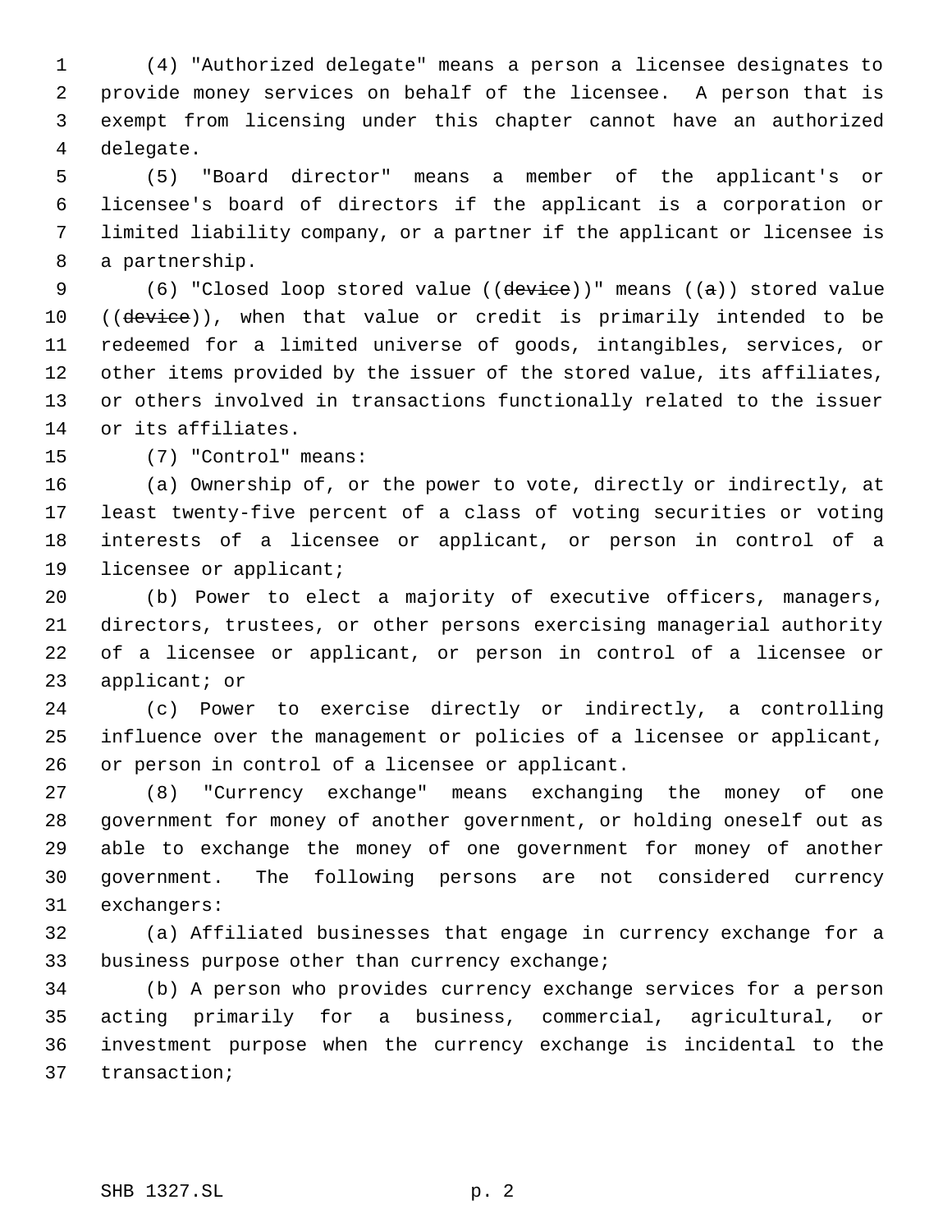(4) "Authorized delegate" means a person a licensee designates to provide money services on behalf of the licensee. A person that is exempt from licensing under this chapter cannot have an authorized delegate.

(5) "Board director" means a member of the applicant's or licensee's board of directors if the applicant is a corporation or limited liability company, or a partner if the applicant or licensee is a partnership.

(6) "Closed loop stored value ((~~device~~))" means ((~~a~~)) stored value ((~~device~~)), when that value or credit is primarily intended to be redeemed for a limited universe of goods, intangibles, services, or other items provided by the issuer of the stored value, its affiliates, or others involved in transactions functionally related to the issuer or its affiliates.

(7) "Control" means:

(a) Ownership of, or the power to vote, directly or indirectly, at least twenty-five percent of a class of voting securities or voting interests of a licensee or applicant, or person in control of a licensee or applicant;

(b) Power to elect a majority of executive officers, managers, directors, trustees, or other persons exercising managerial authority of a licensee or applicant, or person in control of a licensee or applicant; or

(c) Power to exercise directly or indirectly, a controlling influence over the management or policies of a licensee or applicant, or person in control of a licensee or applicant.

(8) "Currency exchange" means exchanging the money of one government for money of another government, or holding oneself out as able to exchange the money of one government for money of another government. The following persons are not considered currency exchangers:

(a) Affiliated businesses that engage in currency exchange for a business purpose other than currency exchange;

(b) A person who provides currency exchange services for a person acting primarily for a business, commercial, agricultural, or investment purpose when the currency exchange is incidental to the transaction;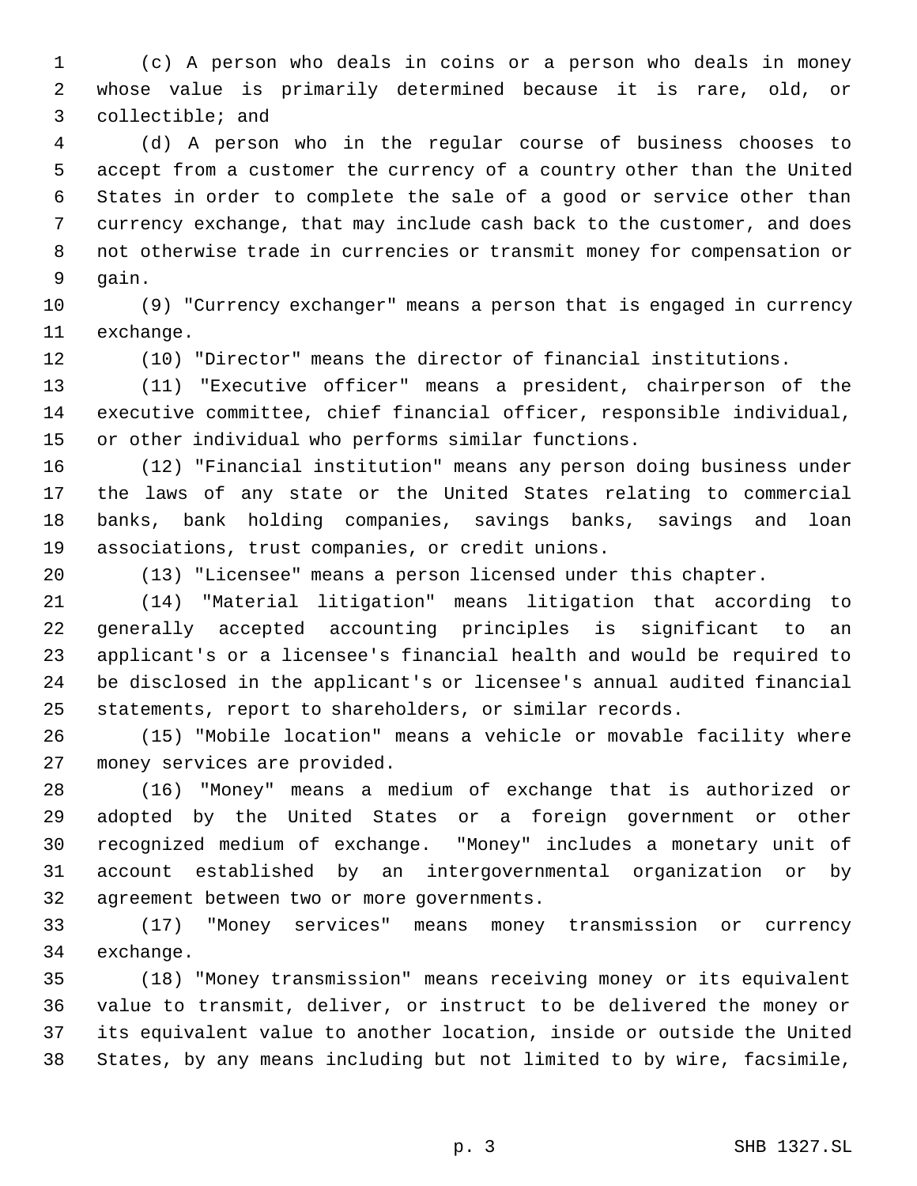(c) A person who deals in coins or a person who deals in money whose value is primarily determined because it is rare, old, or collectible; and

(d) A person who in the regular course of business chooses to accept from a customer the currency of a country other than the United States in order to complete the sale of a good or service other than currency exchange, that may include cash back to the customer, and does not otherwise trade in currencies or transmit money for compensation or gain.

(9) "Currency exchanger" means a person that is engaged in currency exchange.

(10) "Director" means the director of financial institutions.

(11) "Executive officer" means a president, chairperson of the executive committee, chief financial officer, responsible individual, or other individual who performs similar functions.

(12) "Financial institution" means any person doing business under the laws of any state or the United States relating to commercial banks, bank holding companies, savings banks, savings and loan associations, trust companies, or credit unions.

(13) "Licensee" means a person licensed under this chapter.

(14) "Material litigation" means litigation that according to generally accepted accounting principles is significant to an applicant's or a licensee's financial health and would be required to be disclosed in the applicant's or licensee's annual audited financial statements, report to shareholders, or similar records.

(15) "Mobile location" means a vehicle or movable facility where money services are provided.

(16) "Money" means a medium of exchange that is authorized or adopted by the United States or a foreign government or other recognized medium of exchange. "Money" includes a monetary unit of account established by an intergovernmental organization or by agreement between two or more governments.

(17) "Money services" means money transmission or currency exchange.

(18) "Money transmission" means receiving money or its equivalent value to transmit, deliver, or instruct to be delivered the money or its equivalent value to another location, inside or outside the United States, by any means including but not limited to by wire, facsimile,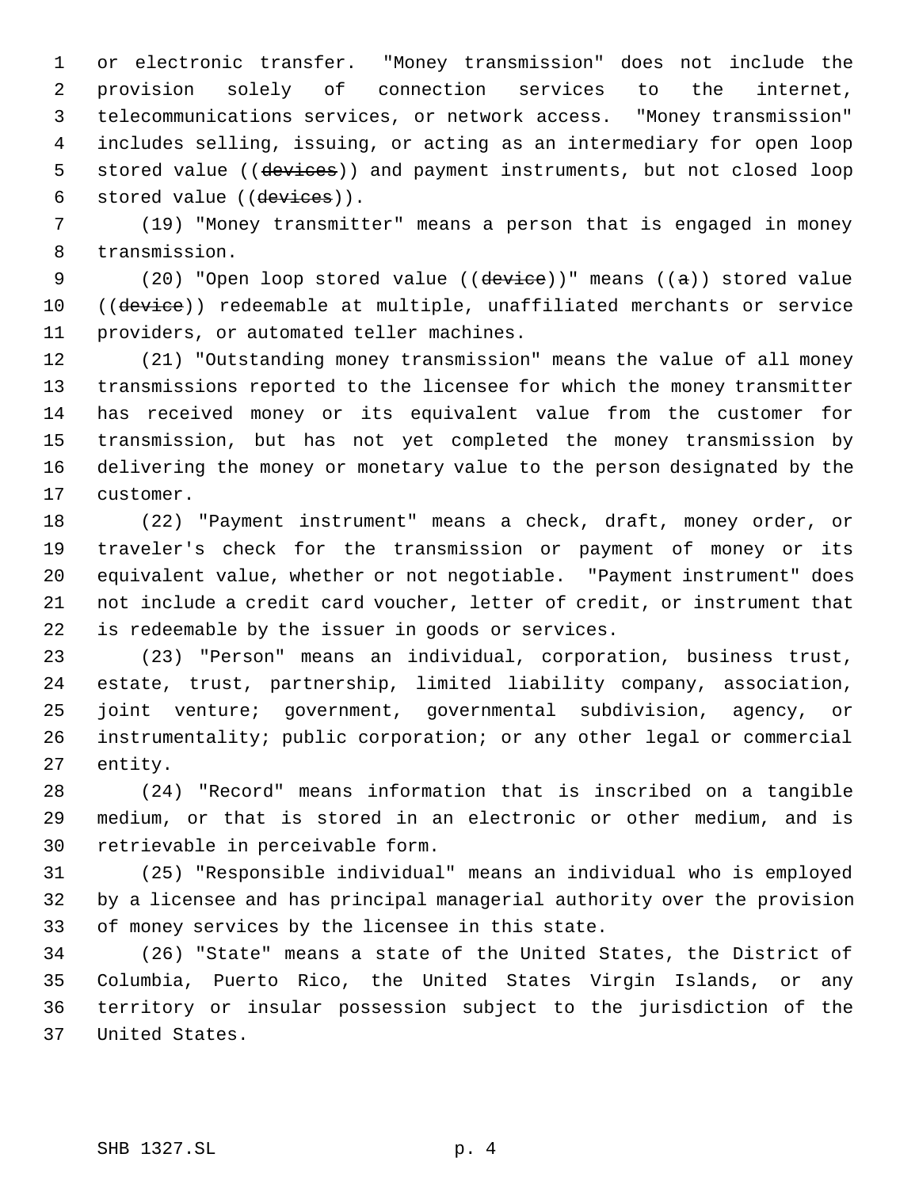or electronic transfer. "Money transmission" does not include the provision solely of connection services to the internet, telecommunications services, or network access. "Money transmission" includes selling, issuing, or acting as an intermediary for open loop stored value ((~~devices~~)) and payment instruments, but not closed loop stored value ((~~devices~~)).

(19) "Money transmitter" means a person that is engaged in money transmission.

(20) "Open loop stored value ((~~device~~))" means ((~~a~~)) stored value ((~~device~~)) redeemable at multiple, unaffiliated merchants or service providers, or automated teller machines.

(21) "Outstanding money transmission" means the value of all money transmissions reported to the licensee for which the money transmitter has received money or its equivalent value from the customer for transmission, but has not yet completed the money transmission by delivering the money or monetary value to the person designated by the customer.

(22) "Payment instrument" means a check, draft, money order, or traveler's check for the transmission or payment of money or its equivalent value, whether or not negotiable. "Payment instrument" does not include a credit card voucher, letter of credit, or instrument that is redeemable by the issuer in goods or services.

(23) "Person" means an individual, corporation, business trust, estate, trust, partnership, limited liability company, association, joint venture; government, governmental subdivision, agency, or instrumentality; public corporation; or any other legal or commercial entity.

(24) "Record" means information that is inscribed on a tangible medium, or that is stored in an electronic or other medium, and is retrievable in perceivable form.

(25) "Responsible individual" means an individual who is employed by a licensee and has principal managerial authority over the provision of money services by the licensee in this state.

(26) "State" means a state of the United States, the District of Columbia, Puerto Rico, the United States Virgin Islands, or any territory or insular possession subject to the jurisdiction of the United States.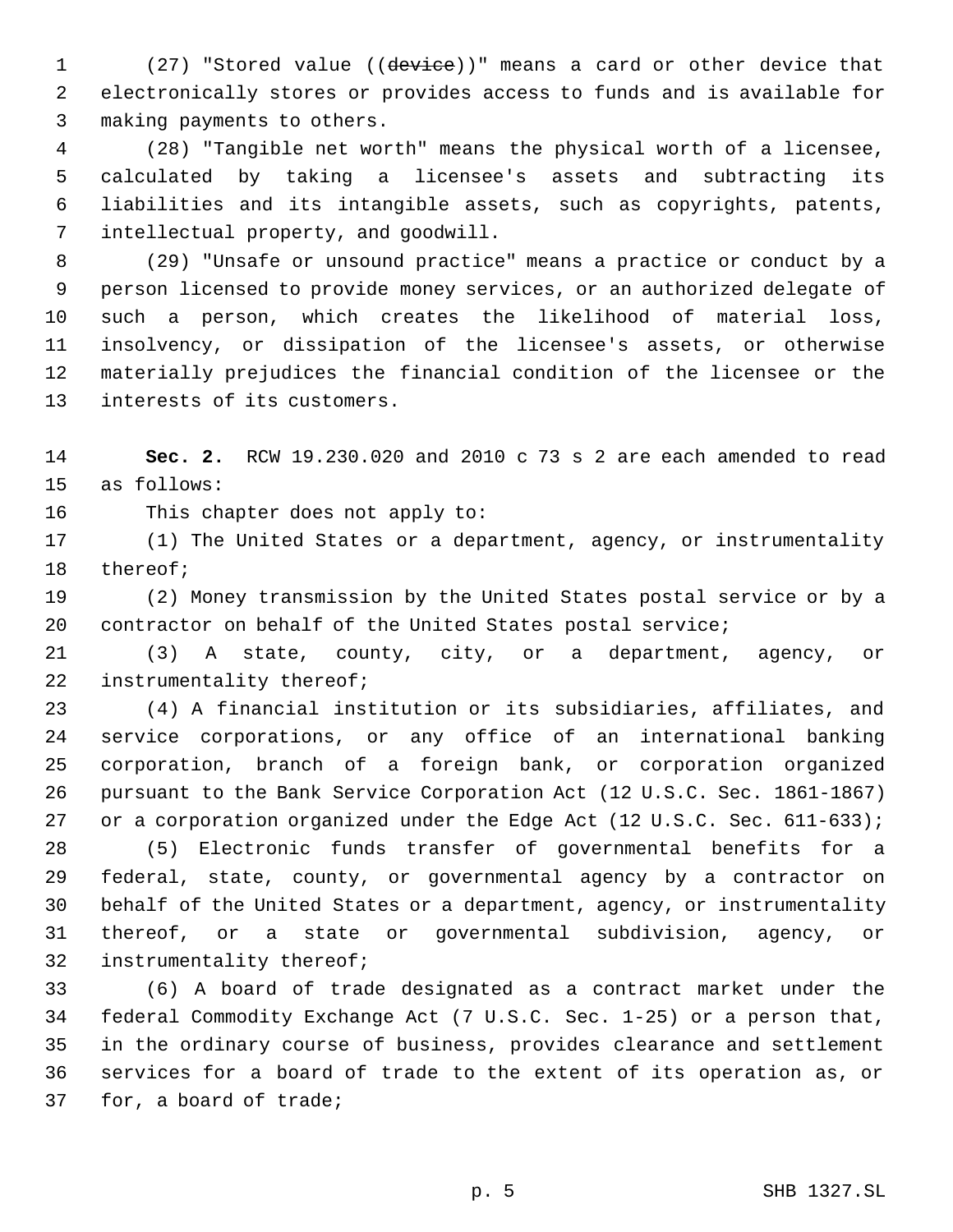(27) "Stored value ((~~device~~))" means a card or other device that electronically stores or provides access to funds and is available for making payments to others.

(28) "Tangible net worth" means the physical worth of a licensee, calculated by taking a licensee's assets and subtracting its liabilities and its intangible assets, such as copyrights, patents, intellectual property, and goodwill.

(29) "Unsafe or unsound practice" means a practice or conduct by a person licensed to provide money services, or an authorized delegate of such a person, which creates the likelihood of material loss, insolvency, or dissipation of the licensee's assets, or otherwise materially prejudices the financial condition of the licensee or the interests of its customers.

**Sec. 2.** RCW 19.230.020 and 2010 c 73 s 2 are each amended to read as follows:

This chapter does not apply to:

(1) The United States or a department, agency, or instrumentality thereof;

(2) Money transmission by the United States postal service or by a contractor on behalf of the United States postal service;

(3) A state, county, city, or a department, agency, or instrumentality thereof;

(4) A financial institution or its subsidiaries, affiliates, and service corporations, or any office of an international banking corporation, branch of a foreign bank, or corporation organized pursuant to the Bank Service Corporation Act (12 U.S.C. Sec. 1861-1867) or a corporation organized under the Edge Act (12 U.S.C. Sec. 611-633);

(5) Electronic funds transfer of governmental benefits for a federal, state, county, or governmental agency by a contractor on behalf of the United States or a department, agency, or instrumentality thereof, or a state or governmental subdivision, agency, or instrumentality thereof;

(6) A board of trade designated as a contract market under the federal Commodity Exchange Act (7 U.S.C. Sec. 1-25) or a person that, in the ordinary course of business, provides clearance and settlement services for a board of trade to the extent of its operation as, or for, a board of trade;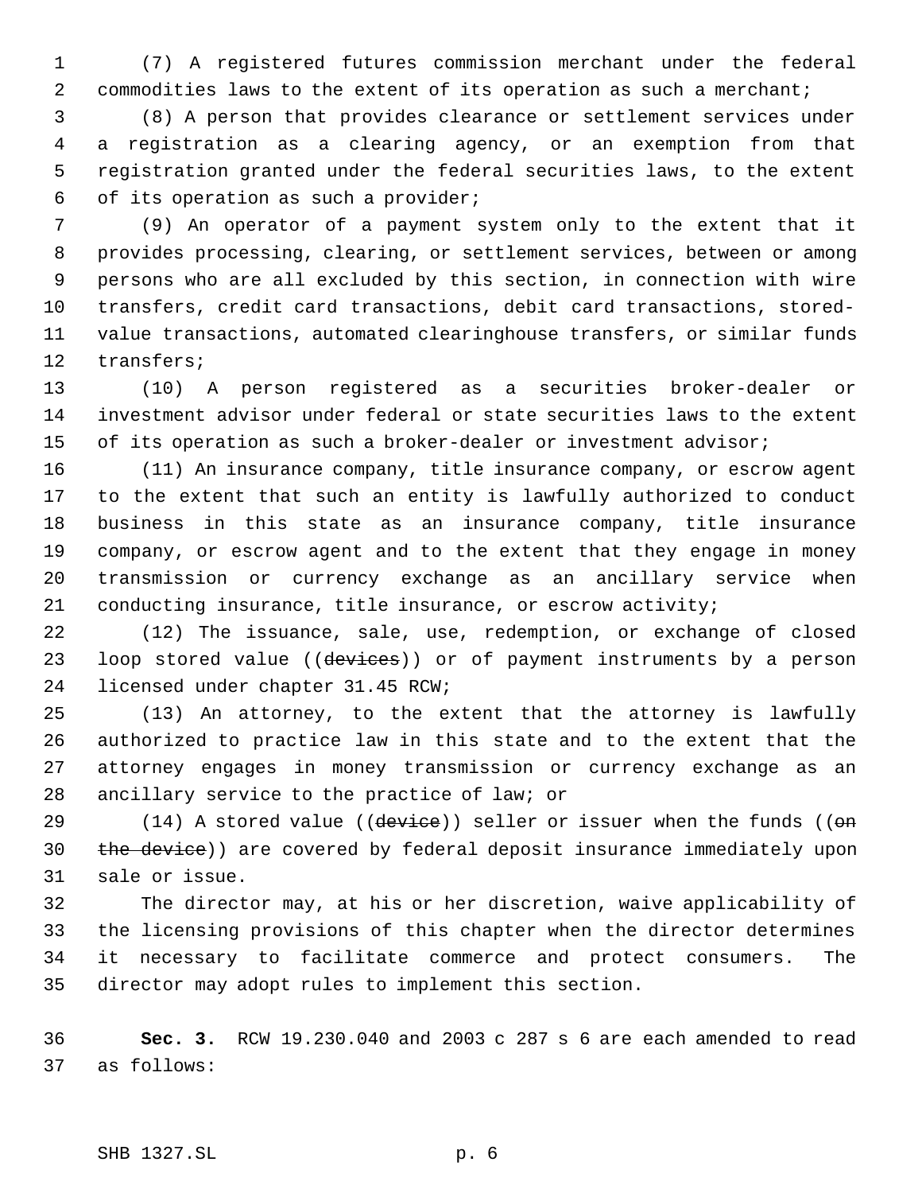(7) A registered futures commission merchant under the federal commodities laws to the extent of its operation as such a merchant;

(8) A person that provides clearance or settlement services under a registration as a clearing agency, or an exemption from that registration granted under the federal securities laws, to the extent of its operation as such a provider;

(9) An operator of a payment system only to the extent that it provides processing, clearing, or settlement services, between or among persons who are all excluded by this section, in connection with wire transfers, credit card transactions, debit card transactions, stored-value transactions, automated clearinghouse transfers, or similar funds transfers;

(10) A person registered as a securities broker-dealer or investment advisor under federal or state securities laws to the extent of its operation as such a broker-dealer or investment advisor;

(11) An insurance company, title insurance company, or escrow agent to the extent that such an entity is lawfully authorized to conduct business in this state as an insurance company, title insurance company, or escrow agent and to the extent that they engage in money transmission or currency exchange as an ancillary service when conducting insurance, title insurance, or escrow activity;

(12) The issuance, sale, use, redemption, or exchange of closed loop stored value ((~~devices~~)) or of payment instruments by a person licensed under chapter 31.45 RCW;

(13) An attorney, to the extent that the attorney is lawfully authorized to practice law in this state and to the extent that the attorney engages in money transmission or currency exchange as an ancillary service to the practice of law; or

(14) A stored value ((~~device~~)) seller or issuer when the funds ((~~on the device~~)) are covered by federal deposit insurance immediately upon sale or issue.

The director may, at his or her discretion, waive applicability of the licensing provisions of this chapter when the director determines it necessary to facilitate commerce and protect consumers. The director may adopt rules to implement this section.

**Sec. 3.** RCW 19.230.040 and 2003 c 287 s 6 are each amended to read as follows: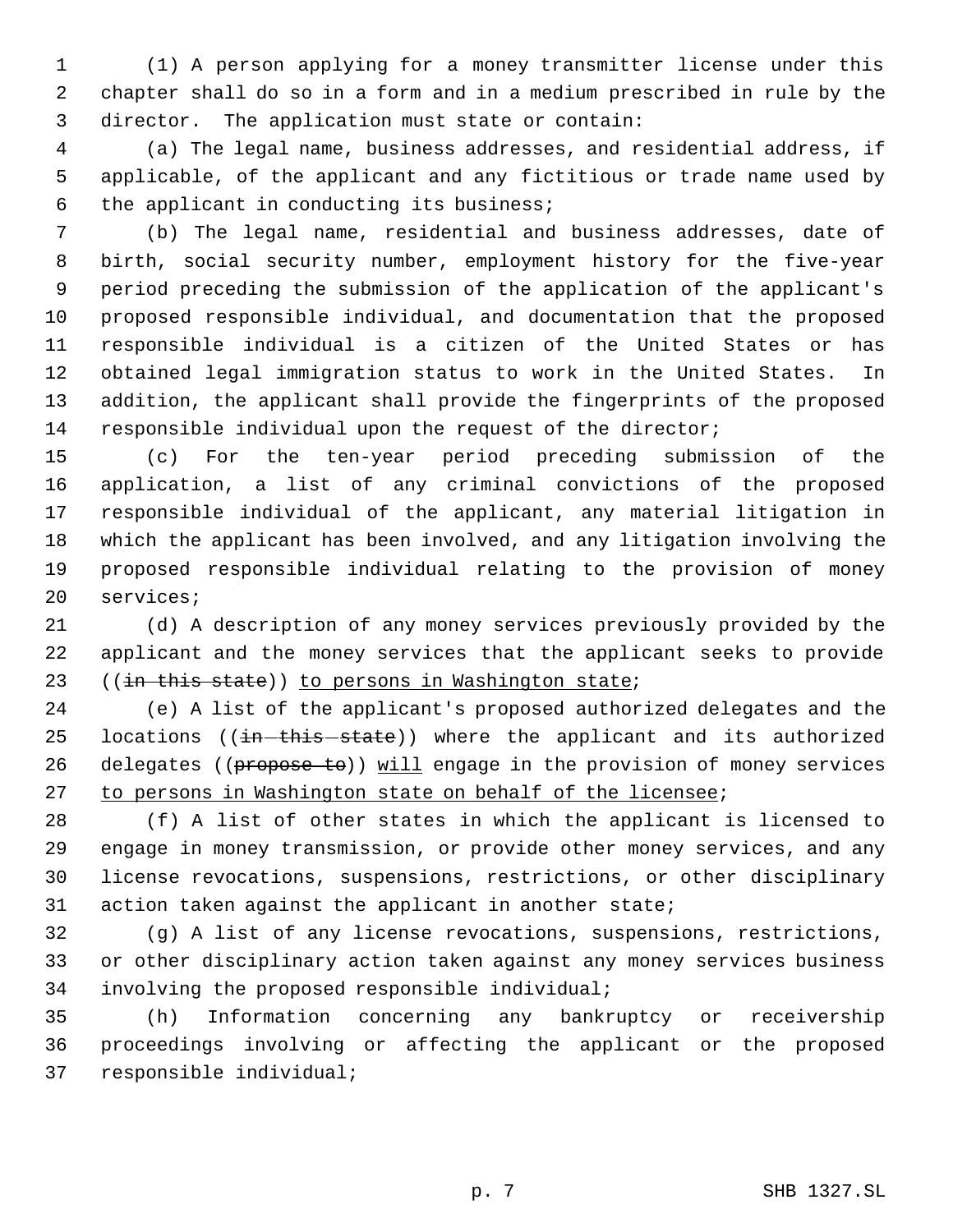(1) A person applying for a money transmitter license under this chapter shall do so in a form and in a medium prescribed in rule by the director. The application must state or contain:

(a) The legal name, business addresses, and residential address, if applicable, of the applicant and any fictitious or trade name used by the applicant in conducting its business;

(b) The legal name, residential and business addresses, date of birth, social security number, employment history for the five-year period preceding the submission of the application of the applicant's proposed responsible individual, and documentation that the proposed responsible individual is a citizen of the United States or has obtained legal immigration status to work in the United States. In addition, the applicant shall provide the fingerprints of the proposed responsible individual upon the request of the director;

(c) For the ten-year period preceding submission of the application, a list of any criminal convictions of the proposed responsible individual of the applicant, any material litigation in which the applicant has been involved, and any litigation involving the proposed responsible individual relating to the provision of money services;

(d) A description of any money services previously provided by the applicant and the money services that the applicant seeks to provide ((~~in this state~~)) <u>to persons in Washington state</u>;

(e) A list of the applicant's proposed authorized delegates and the locations ((~~in this state~~)) where the applicant and its authorized delegates ((~~propose to~~)) <u>will</u> engage in the provision of money services <u>to persons in Washington state on behalf of the licensee</u>;

(f) A list of other states in which the applicant is licensed to engage in money transmission, or provide other money services, and any license revocations, suspensions, restrictions, or other disciplinary action taken against the applicant in another state;

(g) A list of any license revocations, suspensions, restrictions, or other disciplinary action taken against any money services business involving the proposed responsible individual;

(h) Information concerning any bankruptcy or receivership proceedings involving or affecting the applicant or the proposed responsible individual;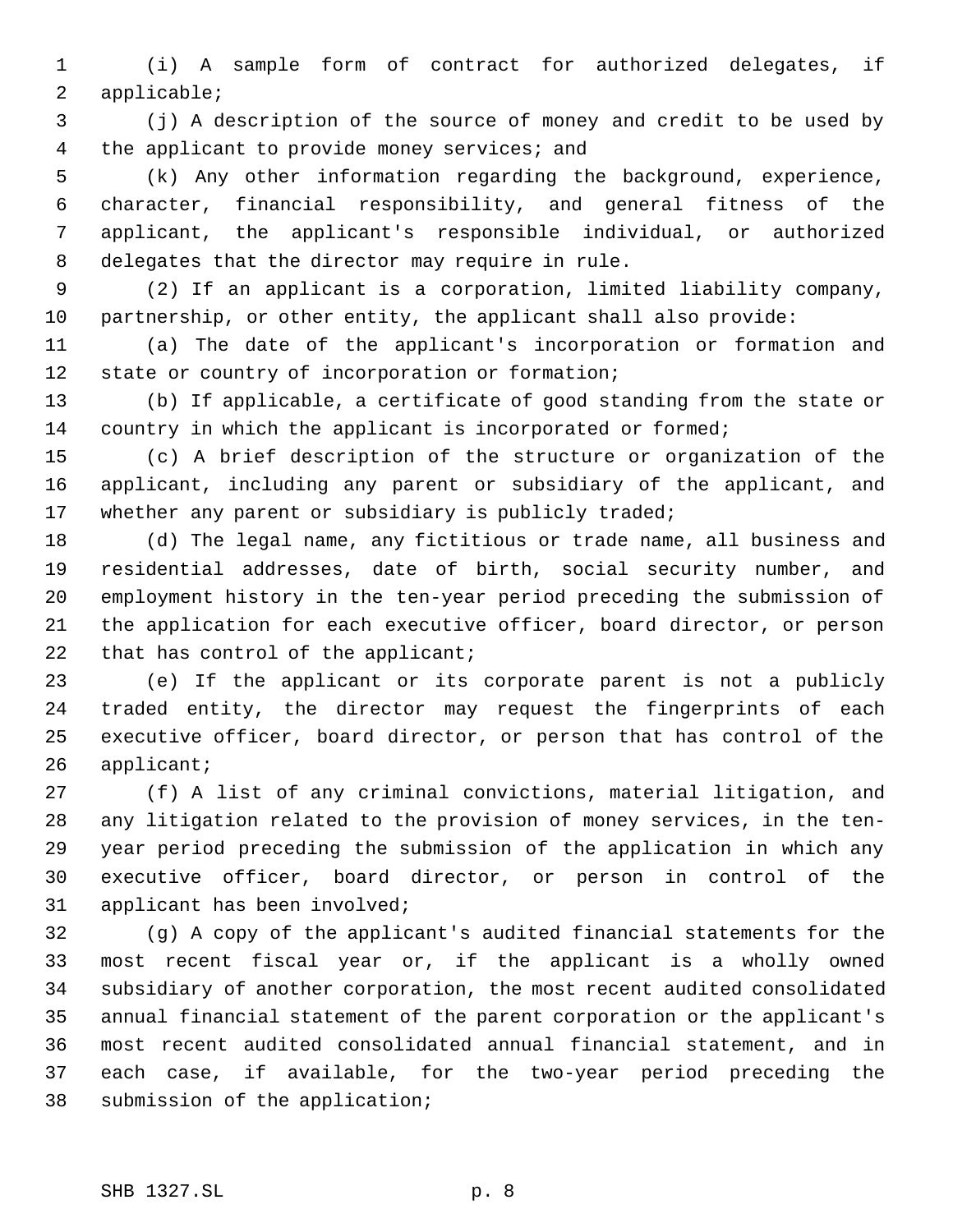(i) A sample form of contract for authorized delegates, if applicable;

(j) A description of the source of money and credit to be used by the applicant to provide money services; and

(k) Any other information regarding the background, experience, character, financial responsibility, and general fitness of the applicant, the applicant's responsible individual, or authorized delegates that the director may require in rule.

(2) If an applicant is a corporation, limited liability company, partnership, or other entity, the applicant shall also provide:

(a) The date of the applicant's incorporation or formation and state or country of incorporation or formation;

(b) If applicable, a certificate of good standing from the state or country in which the applicant is incorporated or formed;

(c) A brief description of the structure or organization of the applicant, including any parent or subsidiary of the applicant, and whether any parent or subsidiary is publicly traded;

(d) The legal name, any fictitious or trade name, all business and residential addresses, date of birth, social security number, and employment history in the ten-year period preceding the submission of the application for each executive officer, board director, or person that has control of the applicant;

(e) If the applicant or its corporate parent is not a publicly traded entity, the director may request the fingerprints of each executive officer, board director, or person that has control of the applicant;

(f) A list of any criminal convictions, material litigation, and any litigation related to the provision of money services, in the ten-year period preceding the submission of the application in which any executive officer, board director, or person in control of the applicant has been involved;

(g) A copy of the applicant's audited financial statements for the most recent fiscal year or, if the applicant is a wholly owned subsidiary of another corporation, the most recent audited consolidated annual financial statement of the parent corporation or the applicant's most recent audited consolidated annual financial statement, and in each case, if available, for the two-year period preceding the submission of the application;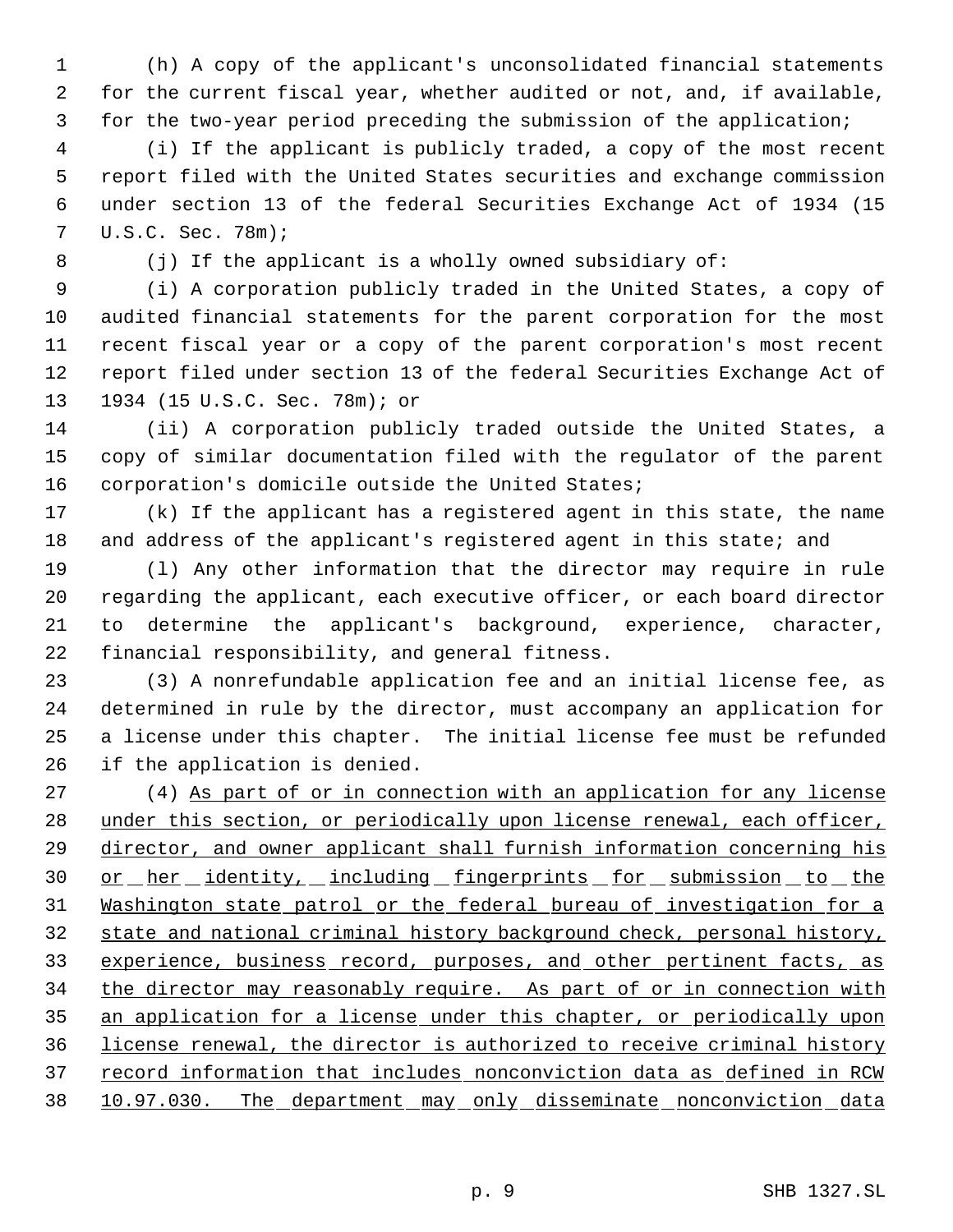(h) A copy of the applicant's unconsolidated financial statements for the current fiscal year, whether audited or not, and, if available, for the two-year period preceding the submission of the application;

(i) If the applicant is publicly traded, a copy of the most recent report filed with the United States securities and exchange commission under section 13 of the federal Securities Exchange Act of 1934 (15 U.S.C. Sec. 78m);

(j) If the applicant is a wholly owned subsidiary of:

(i) A corporation publicly traded in the United States, a copy of audited financial statements for the parent corporation for the most recent fiscal year or a copy of the parent corporation's most recent report filed under section 13 of the federal Securities Exchange Act of 1934 (15 U.S.C. Sec. 78m); or

(ii) A corporation publicly traded outside the United States, a copy of similar documentation filed with the regulator of the parent corporation's domicile outside the United States;

(k) If the applicant has a registered agent in this state, the name and address of the applicant's registered agent in this state; and

(l) Any other information that the director may require in rule regarding the applicant, each executive officer, or each board director to determine the applicant's background, experience, character, financial responsibility, and general fitness.

(3) A nonrefundable application fee and an initial license fee, as determined in rule by the director, must accompany an application for a license under this chapter. The initial license fee must be refunded if the application is denied.

(4) As part of or in connection with an application for any license under this section, or periodically upon license renewal, each officer, director, and owner applicant shall furnish information concerning his or her identity, including fingerprints for submission to the Washington state patrol or the federal bureau of investigation for a state and national criminal history background check, personal history, experience, business record, purposes, and other pertinent facts, as the director may reasonably require. As part of or in connection with an application for a license under this chapter, or periodically upon license renewal, the director is authorized to receive criminal history record information that includes nonconviction data as defined in RCW 10.97.030. The department may only disseminate nonconviction data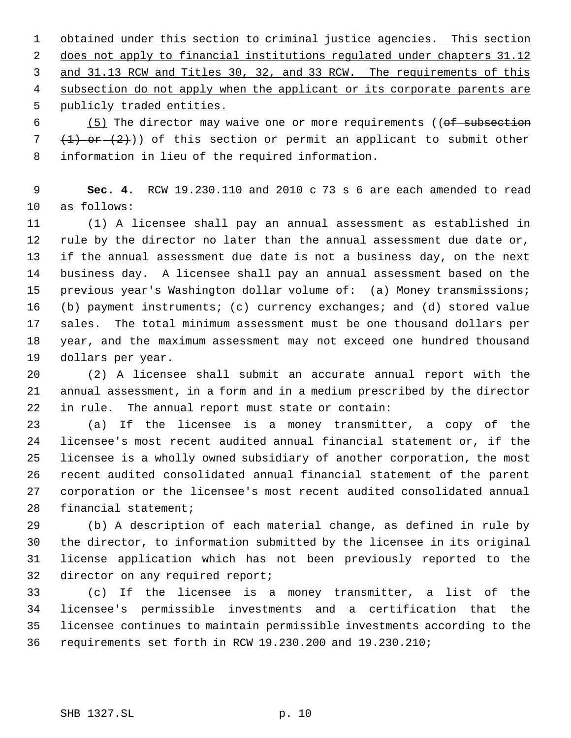obtained under this section to criminal justice agencies. This section does not apply to financial institutions regulated under chapters 31.12 and 31.13 RCW and Titles 30, 32, and 33 RCW. The requirements of this subsection do not apply when the applicant or its corporate parents are publicly traded entities.

(5) The director may waive one or more requirements ((~~of subsection (1) or (2)~~)) of this section or permit an applicant to submit other information in lieu of the required information.

**Sec. 4.** RCW 19.230.110 and 2010 c 73 s 6 are each amended to read as follows:

(1) A licensee shall pay an annual assessment as established in rule by the director no later than the annual assessment due date or, if the annual assessment due date is not a business day, on the next business day. A licensee shall pay an annual assessment based on the previous year's Washington dollar volume of: (a) Money transmissions; (b) payment instruments; (c) currency exchanges; and (d) stored value sales. The total minimum assessment must be one thousand dollars per year, and the maximum assessment may not exceed one hundred thousand dollars per year.

(2) A licensee shall submit an accurate annual report with the annual assessment, in a form and in a medium prescribed by the director in rule. The annual report must state or contain:

(a) If the licensee is a money transmitter, a copy of the licensee's most recent audited annual financial statement or, if the licensee is a wholly owned subsidiary of another corporation, the most recent audited consolidated annual financial statement of the parent corporation or the licensee's most recent audited consolidated annual financial statement;

(b) A description of each material change, as defined in rule by the director, to information submitted by the licensee in its original license application which has not been previously reported to the director on any required report;

(c) If the licensee is a money transmitter, a list of the licensee's permissible investments and a certification that the licensee continues to maintain permissible investments according to the requirements set forth in RCW 19.230.200 and 19.230.210;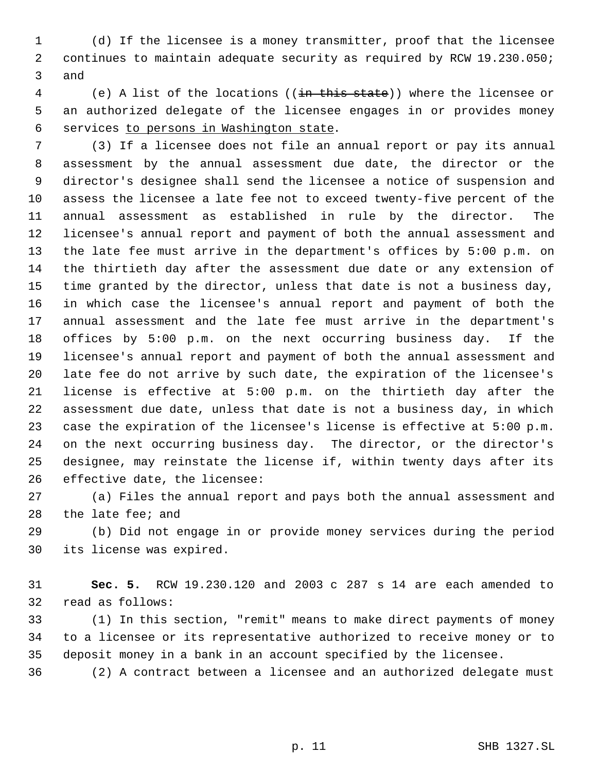(d) If the licensee is a money transmitter, proof that the licensee continues to maintain adequate security as required by RCW 19.230.050; and

(e) A list of the locations ((~~in this state~~)) where the licensee or an authorized delegate of the licensee engages in or provides money services to persons in Washington state.

(3) If a licensee does not file an annual report or pay its annual assessment by the annual assessment due date, the director or the director's designee shall send the licensee a notice of suspension and assess the licensee a late fee not to exceed twenty-five percent of the annual assessment as established in rule by the director. The licensee's annual report and payment of both the annual assessment and the late fee must arrive in the department's offices by 5:00 p.m. on the thirtieth day after the assessment due date or any extension of time granted by the director, unless that date is not a business day, in which case the licensee's annual report and payment of both the annual assessment and the late fee must arrive in the department's offices by 5:00 p.m. on the next occurring business day. If the licensee's annual report and payment of both the annual assessment and late fee do not arrive by such date, the expiration of the licensee's license is effective at 5:00 p.m. on the thirtieth day after the assessment due date, unless that date is not a business day, in which case the expiration of the licensee's license is effective at 5:00 p.m. on the next occurring business day. The director, or the director's designee, may reinstate the license if, within twenty days after its effective date, the licensee:

(a) Files the annual report and pays both the annual assessment and the late fee; and

(b) Did not engage in or provide money services during the period its license was expired.

**Sec. 5.** RCW 19.230.120 and 2003 c 287 s 14 are each amended to read as follows:

(1) In this section, "remit" means to make direct payments of money to a licensee or its representative authorized to receive money or to deposit money in a bank in an account specified by the licensee.

(2) A contract between a licensee and an authorized delegate must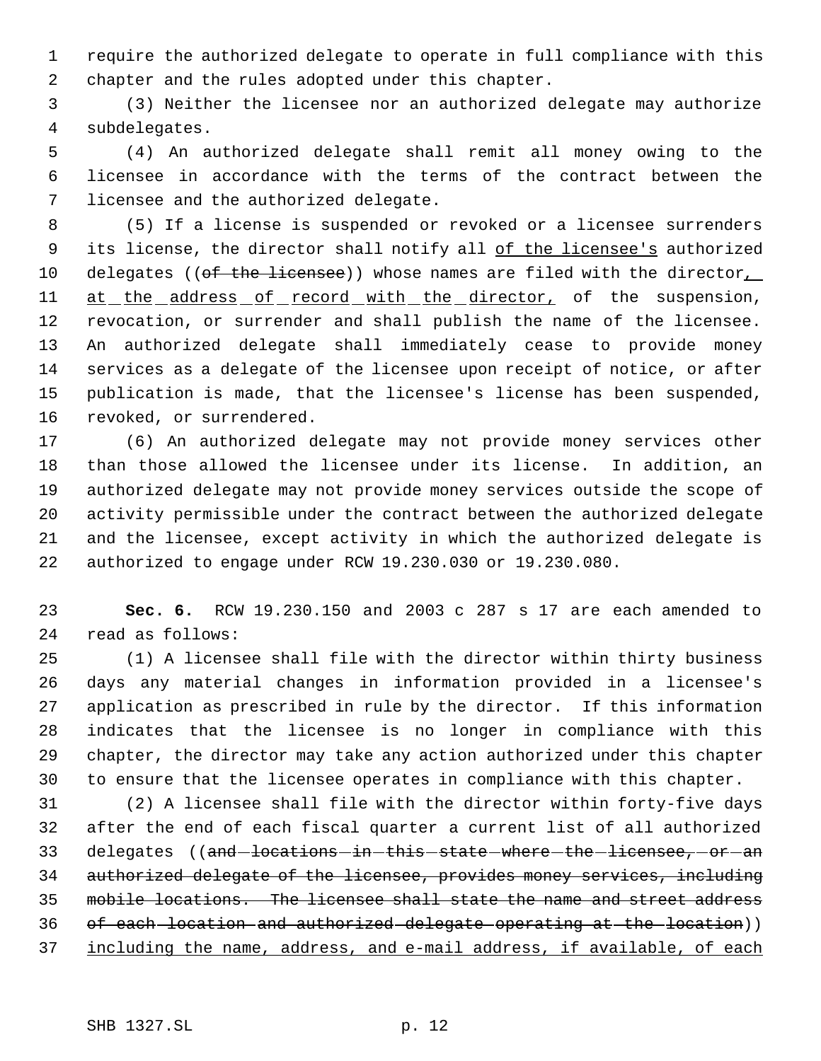require the authorized delegate to operate in full compliance with this chapter and the rules adopted under this chapter.

(3) Neither the licensee nor an authorized delegate may authorize subdelegates.

(4) An authorized delegate shall remit all money owing to the licensee in accordance with the terms of the contract between the licensee and the authorized delegate.

(5) If a license is suspended or revoked or a licensee surrenders its license, the director shall notify all <u>of the licensee's</u> authorized delegates ((~~of the licensee~~)) whose names are filed with the director<u>, at the address of record with the director,</u> of the suspension, revocation, or surrender and shall publish the name of the licensee. An authorized delegate shall immediately cease to provide money services as a delegate of the licensee upon receipt of notice, or after publication is made, that the licensee's license has been suspended, revoked, or surrendered.

(6) An authorized delegate may not provide money services other than those allowed the licensee under its license. In addition, an authorized delegate may not provide money services outside the scope of activity permissible under the contract between the authorized delegate and the licensee, except activity in which the authorized delegate is authorized to engage under RCW 19.230.030 or 19.230.080.

**Sec. 6.** RCW 19.230.150 and 2003 c 287 s 17 are each amended to read as follows:

(1) A licensee shall file with the director within thirty business days any material changes in information provided in a licensee's application as prescribed in rule by the director. If this information indicates that the licensee is no longer in compliance with this chapter, the director may take any action authorized under this chapter to ensure that the licensee operates in compliance with this chapter.

(2) A licensee shall file with the director within forty-five days after the end of each fiscal quarter a current list of all authorized delegates ((~~and locations in this state where the licensee, or an authorized delegate of the licensee, provides money services, including mobile locations. The licensee shall state the name and street address of each location and authorized delegate operating at the location~~)) <u>including the name, address, and e-mail address, if available, of each</u>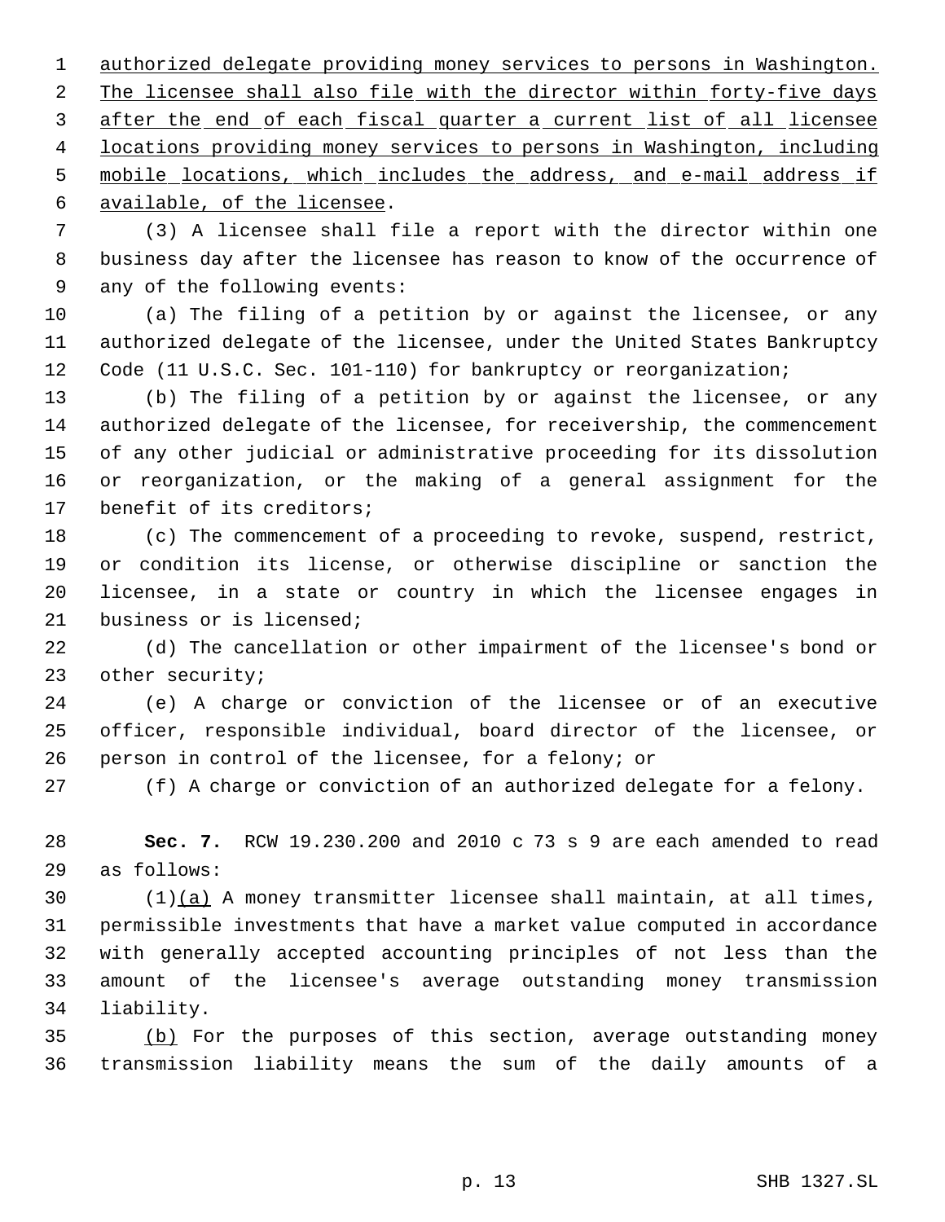authorized delegate providing money services to persons in Washington. The licensee shall also file with the director within forty-five days after the end of each fiscal quarter a current list of all licensee locations providing money services to persons in Washington, including mobile locations, which includes the address, and e-mail address if available, of the licensee.

(3) A licensee shall file a report with the director within one business day after the licensee has reason to know of the occurrence of any of the following events:

(a) The filing of a petition by or against the licensee, or any authorized delegate of the licensee, under the United States Bankruptcy Code (11 U.S.C. Sec. 101-110) for bankruptcy or reorganization;

(b) The filing of a petition by or against the licensee, or any authorized delegate of the licensee, for receivership, the commencement of any other judicial or administrative proceeding for its dissolution or reorganization, or the making of a general assignment for the benefit of its creditors;

(c) The commencement of a proceeding to revoke, suspend, restrict, or condition its license, or otherwise discipline or sanction the licensee, in a state or country in which the licensee engages in business or is licensed;

(d) The cancellation or other impairment of the licensee's bond or other security;

(e) A charge or conviction of the licensee or of an executive officer, responsible individual, board director of the licensee, or person in control of the licensee, for a felony; or

(f) A charge or conviction of an authorized delegate for a felony.

**Sec. 7.** RCW 19.230.200 and 2010 c 73 s 9 are each amended to read as follows:

(1)(a) A money transmitter licensee shall maintain, at all times, permissible investments that have a market value computed in accordance with generally accepted accounting principles of not less than the amount of the licensee's average outstanding money transmission liability.

(b) For the purposes of this section, average outstanding money transmission liability means the sum of the daily amounts of a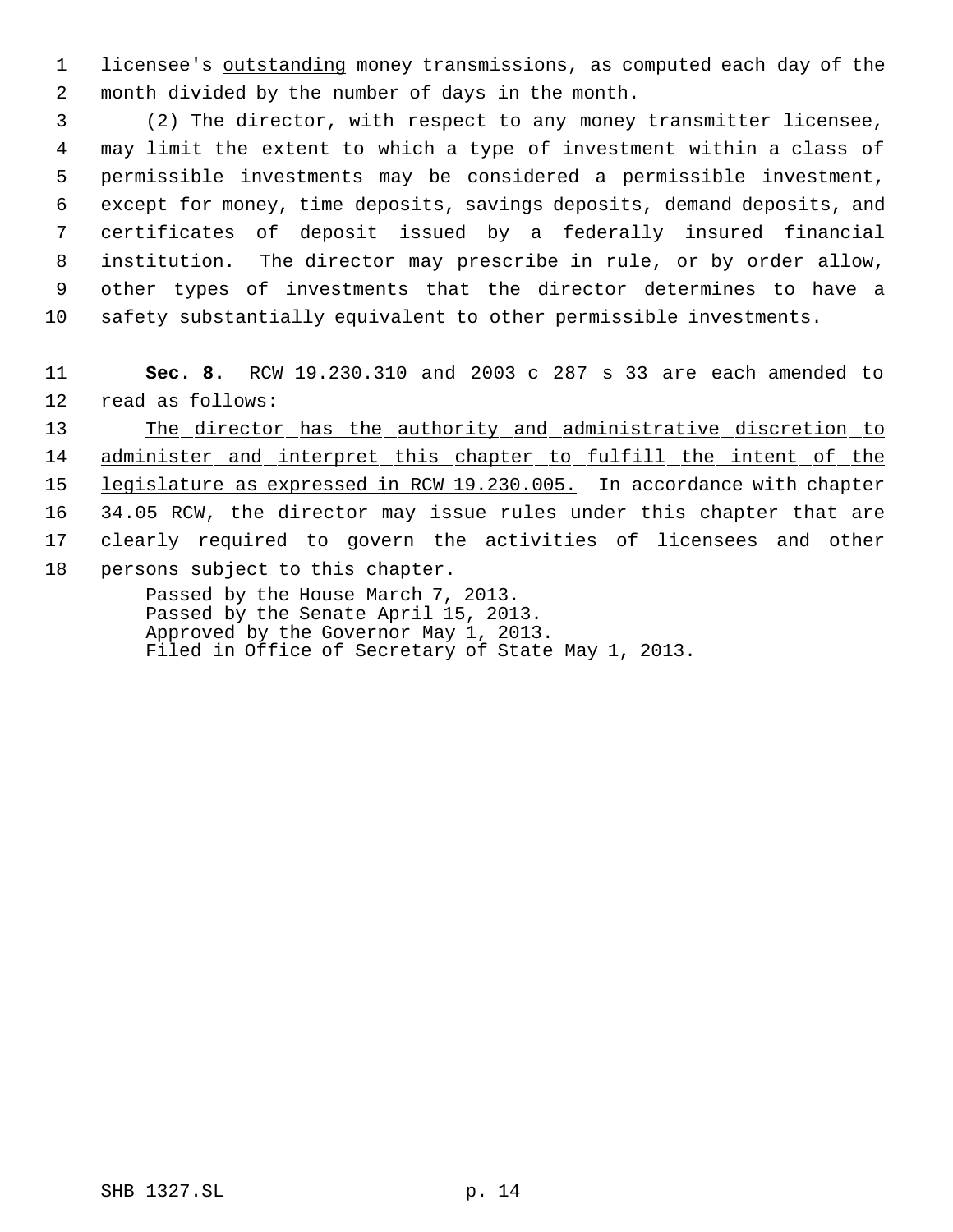licensee's outstanding money transmissions, as computed each day of the month divided by the number of days in the month.

(2) The director, with respect to any money transmitter licensee, may limit the extent to which a type of investment within a class of permissible investments may be considered a permissible investment, except for money, time deposits, savings deposits, demand deposits, and certificates of deposit issued by a federally insured financial institution. The director may prescribe in rule, or by order allow, other types of investments that the director determines to have a safety substantially equivalent to other permissible investments.

**Sec. 8.** RCW 19.230.310 and 2003 c 287 s 33 are each amended to read as follows:

The director has the authority and administrative discretion to administer and interpret this chapter to fulfill the intent of the legislature as expressed in RCW 19.230.005. In accordance with chapter 34.05 RCW, the director may issue rules under this chapter that are clearly required to govern the activities of licensees and other persons subject to this chapter.

Passed by the House March 7, 2013.
Passed by the Senate April 15, 2013.
Approved by the Governor May 1, 2013.
Filed in Office of Secretary of State May 1, 2013.